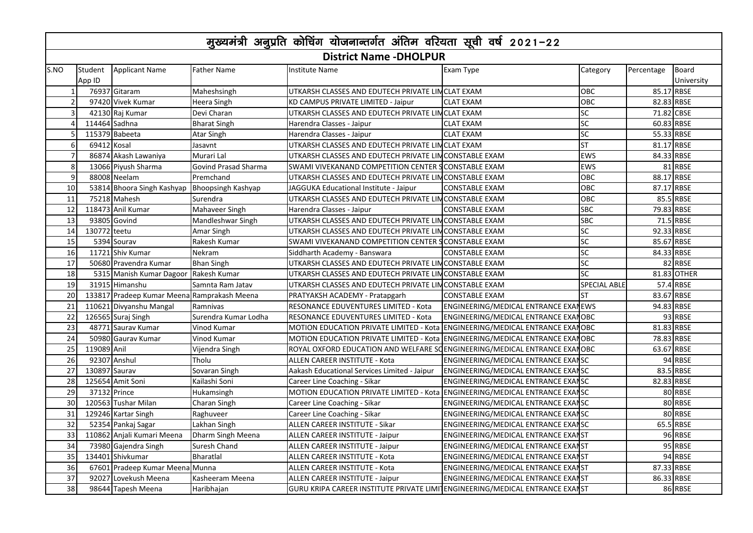# मुख्यमंत्री अनुप्रति कोचिंग योजनान्तर्गत अंतिम वरियता सूची वर्ष 2021-22

## District Name -DHOLPUR

| S.NO | Student App ID | Applicant Name | Father Name | Institute Name | Exam Type | Category | Percentage | Board University |
|---|---|---|---|---|---|---|---|---|
| 1 | 76937 | Gitaram | Maheshsingh | UTKARSH CLASSES AND EDUTECH PRIVATE LIM | CLAT EXAM | OBC | 85.17 | RBSE |
| 2 | 97420 | Vivek Kumar | Heera Singh | KD CAMPUS PRIVATE LIMITED - Jaipur | CLAT EXAM | OBC | 82.83 | RBSE |
| 3 | 42130 | Raj Kumar | Devi Charan | UTKARSH CLASSES AND EDUTECH PRIVATE LIM | CLAT EXAM | SC | 71.82 | CBSE |
| 4 | 114464 | Sadhna | Bharat Singh | Harendra Classes - Jaipur | CLAT EXAM | SC | 60.83 | RBSE |
| 5 | 115379 | Babeeta | Atar Singh | Harendra Classes - Jaipur | CLAT EXAM | SC | 55.33 | RBSE |
| 6 | 69412 | Kosal | Jasavnt | UTKARSH CLASSES AND EDUTECH PRIVATE LIM | CLAT EXAM | ST | 81.17 | RBSE |
| 7 | 86874 | Akash Lawaniya | Murari Lal | UTKARSH CLASSES AND EDUTECH PRIVATE LIM | CONSTABLE EXAM | EWS | 84.33 | RBSE |
| 8 | 13066 | Piyush Sharma | Govind Prasad Sharma | SWAMI VIVEKANAND COMPETITION CENTER S | CONSTABLE EXAM | EWS | 81 | RBSE |
| 9 | 88008 | Neelam | Premchand | UTKARSH CLASSES AND EDUTECH PRIVATE LIM | CONSTABLE EXAM | OBC | 88.17 | RBSE |
| 10 | 53814 | Bhoora Singh Kashyap | Bhoopsingh Kashyap | JAGGUKA Educational Institute - Jaipur | CONSTABLE EXAM | OBC | 87.17 | RBSE |
| 11 | 75218 | Mahesh | Surendra | UTKARSH CLASSES AND EDUTECH PRIVATE LIM | CONSTABLE EXAM | OBC | 85.5 | RBSE |
| 12 | 118473 | Anil Kumar | Mahaveer Singh | Harendra Classes - Jaipur | CONSTABLE EXAM | SBC | 79.83 | RBSE |
| 13 | 93805 | Govind | Mandleshwar Singh | UTKARSH CLASSES AND EDUTECH PRIVATE LIM | CONSTABLE EXAM | SBC | 71.5 | RBSE |
| 14 | 130772 | teetu | Amar Singh | UTKARSH CLASSES AND EDUTECH PRIVATE LIM | CONSTABLE EXAM | SC | 92.33 | RBSE |
| 15 | 5394 | Sourav | Rakesh Kumar | SWAMI VIVEKANAND COMPETITION CENTER S | CONSTABLE EXAM | SC | 85.67 | RBSE |
| 16 | 11721 | Shiv Kumar | Nekram | Siddharth Academy - Banswara | CONSTABLE EXAM | SC | 84.33 | RBSE |
| 17 | 50680 | Pravendra Kumar | Bhan Singh | UTKARSH CLASSES AND EDUTECH PRIVATE LIM | CONSTABLE EXAM | SC | 82 | RBSE |
| 18 | 5315 | Manish Kumar Dagoor | Rakesh Kumar | UTKARSH CLASSES AND EDUTECH PRIVATE LIM | CONSTABLE EXAM | SC | 81.83 | OTHER |
| 19 | 31915 | Himanshu | Samnta Ram Jatav | UTKARSH CLASSES AND EDUTECH PRIVATE LIM | CONSTABLE EXAM | SPECIAL ABLE | 57.4 | RBSE |
| 20 | 133817 | Pradeep Kumar Meena | Ramprakash Meena | PRATYAKSH ACADEMY - Pratapgarh | CONSTABLE EXAM | ST | 83.67 | RBSE |
| 21 | 110621 | Divyanshu Mangal | Ramnivas | RESONANCE EDUVENTURES LIMITED - Kota | ENGINEERING/MEDICAL ENTRANCE EXAM | EWS | 94.83 | RBSE |
| 22 | 126565 | Suraj Singh | Surendra Kumar Lodha | RESONANCE EDUVENTURES LIMITED - Kota | ENGINEERING/MEDICAL ENTRANCE EXAM | OBC | 93 | RBSE |
| 23 | 48771 | Saurav Kumar | Vinod Kumar | MOTION EDUCATION PRIVATE LIMITED - Kota | ENGINEERING/MEDICAL ENTRANCE EXAM | OBC | 81.83 | RBSE |
| 24 | 50980 | Gaurav Kumar | Vinod Kumar | MOTION EDUCATION PRIVATE LIMITED - Kota | ENGINEERING/MEDICAL ENTRANCE EXAM | OBC | 78.83 | RBSE |
| 25 | 119089 | Anil | Vijendra Singh | ROYAL OXFORD EDUCATION AND WELFARE SO | ENGINEERING/MEDICAL ENTRANCE EXAM | OBC | 63.67 | RBSE |
| 26 | 92307 | Anshul | Tholu | ALLEN CAREER INSTITUTE - Kota | ENGINEERING/MEDICAL ENTRANCE EXAM | SC | 94 | RBSE |
| 27 | 130897 | Saurav | Sovaran Singh | Aakash Educational Services Limited - Jaipur | ENGINEERING/MEDICAL ENTRANCE EXAM | SC | 83.5 | RBSE |
| 28 | 125654 | Amit Soni | Kailashi Soni | Career Line Coaching - Sikar | ENGINEERING/MEDICAL ENTRANCE EXAM | SC | 82.83 | RBSE |
| 29 | 37132 | Prince | Hukamsingh | MOTION EDUCATION PRIVATE LIMITED - Kota | ENGINEERING/MEDICAL ENTRANCE EXAM | SC | 80 | RBSE |
| 30 | 120563 | Tushar Milan | Charan Singh | Career Line Coaching - Sikar | ENGINEERING/MEDICAL ENTRANCE EXAM | SC | 80 | RBSE |
| 31 | 129246 | Kartar Singh | Raghuveer | Career Line Coaching - Sikar | ENGINEERING/MEDICAL ENTRANCE EXAM | SC | 80 | RBSE |
| 32 | 52354 | Pankaj Sagar | Lakhan Singh | ALLEN CAREER INSTITUTE - Sikar | ENGINEERING/MEDICAL ENTRANCE EXAM | SC | 65.5 | RBSE |
| 33 | 110862 | Anjali Kumari Meena | Dharm Singh Meena | ALLEN CAREER INSTITUTE - Jaipur | ENGINEERING/MEDICAL ENTRANCE EXAM | ST | 96 | RBSE |
| 34 | 73980 | Gajendra Singh | Suresh Chand | ALLEN CAREER INSTITUTE - Jaipur | ENGINEERING/MEDICAL ENTRANCE EXAM | ST | 95 | RBSE |
| 35 | 134401 | Shivkumar | Bharatlal | ALLEN CAREER INSTITUTE - Kota | ENGINEERING/MEDICAL ENTRANCE EXAM | ST | 94 | RBSE |
| 36 | 67601 | Pradeep Kumar Meena | Munna | ALLEN CAREER INSTITUTE - Kota | ENGINEERING/MEDICAL ENTRANCE EXAM | ST | 87.33 | RBSE |
| 37 | 92027 | Lovekush Meena | Kasheeram Meena | ALLEN CAREER INSTITUTE - Jaipur | ENGINEERING/MEDICAL ENTRANCE EXAM | ST | 86.33 | RBSE |
| 38 | 98644 | Tapesh Meena | Haribhajan | GURU KRIPA CAREER INSTITUTE PRIVATE LIMIT | ENGINEERING/MEDICAL ENTRANCE EXAM | ST | 86 | RBSE |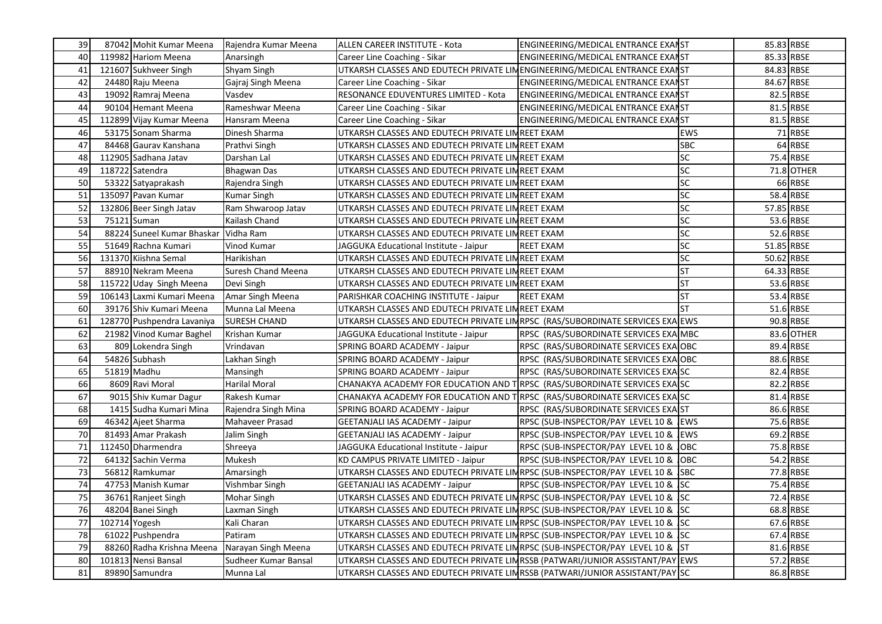| 39 | 87042 | Mohit Kumar Meena | Rajendra Kumar Meena | ALLEN CAREER INSTITUTE - Kota | ENGINEERING/MEDICAL ENTRANCE EXAM | ST | 85.83 | RBSE |
|---|---|---|---|---|---|---|---|---|
| 40 | 119982 | Hariom Meena | Anarsingh | Career Line Coaching - Sikar | ENGINEERING/MEDICAL ENTRANCE EXAM | ST | 85.33 | RBSE |
| 41 | 121607 | Sukhveer Singh | Shyam Singh | UTKARSH CLASSES AND EDUTECH PRIVATE LIM | ENGINEERING/MEDICAL ENTRANCE EXAM | ST | 84.83 | RBSE |
| 42 | 24480 | Raju Meena | Gajraj Singh Meena | Career Line Coaching - Sikar | ENGINEERING/MEDICAL ENTRANCE EXAM | ST | 84.67 | RBSE |
| 43 | 19092 | Ramraj Meena | Vasdev | RESONANCE EDUVENTURES LIMITED - Kota | ENGINEERING/MEDICAL ENTRANCE EXAM | ST | 82.5 | RBSE |
| 44 | 90104 | Hemant Meena | Rameshwar Meena | Career Line Coaching - Sikar | ENGINEERING/MEDICAL ENTRANCE EXAM | ST | 81.5 | RBSE |
| 45 | 112899 | Vijay Kumar Meena | Hansram Meena | Career Line Coaching - Sikar | ENGINEERING/MEDICAL ENTRANCE EXAM | ST | 81.5 | RBSE |
| 46 | 53175 | Sonam Sharma | Dinesh Sharma | UTKARSH CLASSES AND EDUTECH PRIVATE LIM | REET EXAM | EWS | 71 | RBSE |
| 47 | 84468 | Gaurav Kanshana | Prathvi Singh | UTKARSH CLASSES AND EDUTECH PRIVATE LIM | REET EXAM | SBC | 64 | RBSE |
| 48 | 112905 | Sadhana Jatav | Darshan Lal | UTKARSH CLASSES AND EDUTECH PRIVATE LIM | REET EXAM | SC | 75.4 | RBSE |
| 49 | 118722 | Satendra | Bhagwan Das | UTKARSH CLASSES AND EDUTECH PRIVATE LIM | REET EXAM | SC | 71.8 | OTHER |
| 50 | 53322 | Satyaprakash | Rajendra Singh | UTKARSH CLASSES AND EDUTECH PRIVATE LIM | REET EXAM | SC | 66 | RBSE |
| 51 | 135097 | Pavan Kumar | Kumar Singh | UTKARSH CLASSES AND EDUTECH PRIVATE LIM | REET EXAM | SC | 58.4 | RBSE |
| 52 | 132806 | Beer Singh Jatav | Ram Shwaroop Jatav | UTKARSH CLASSES AND EDUTECH PRIVATE LIM | REET EXAM | SC | 57.85 | RBSE |
| 53 | 75121 | Suman | Kailash Chand | UTKARSH CLASSES AND EDUTECH PRIVATE LIM | REET EXAM | SC | 53.6 | RBSE |
| 54 | 88224 | Suneel Kumar Bhaskar | Vidha Ram | UTKARSH CLASSES AND EDUTECH PRIVATE LIM | REET EXAM | SC | 52.6 | RBSE |
| 55 | 51649 | Rachna Kumari | Vinod Kumar | JAGGUKA Educational Institute - Jaipur | REET EXAM | SC | 51.85 | RBSE |
| 56 | 131370 | Kiishna Semal | Harikishan | UTKARSH CLASSES AND EDUTECH PRIVATE LIM | REET EXAM | SC | 50.62 | RBSE |
| 57 | 88910 | Nekram Meena | Suresh Chand Meena | UTKARSH CLASSES AND EDUTECH PRIVATE LIM | REET EXAM | ST | 64.33 | RBSE |
| 58 | 115722 | Uday Singh Meena | Devi Singh | UTKARSH CLASSES AND EDUTECH PRIVATE LIM | REET EXAM | ST | 53.6 | RBSE |
| 59 | 106143 | Laxmi Kumari Meena | Amar Singh Meena | PARISHKAR COACHING INSTITUTE - Jaipur | REET EXAM | ST | 53.4 | RBSE |
| 60 | 39176 | Shiv Kumari Meena | Munna Lal Meena | UTKARSH CLASSES AND EDUTECH PRIVATE LIM | REET EXAM | ST | 51.6 | RBSE |
| 61 | 128770 | Pushpendra Lavaniya | SURESH CHAND | UTKARSH CLASSES AND EDUTECH PRIVATE LIM | RPSC (RAS/SUBORDINATE SERVICES EXA | EWS | 90.8 | RBSE |
| 62 | 21982 | Vinod Kumar Baghel | Krishan Kumar | JAGGUKA Educational Institute - Jaipur | RPSC (RAS/SUBORDINATE SERVICES EXA | MBC | 83.6 | OTHER |
| 63 | 809 | Lokendra Singh | Vrindavan | SPRING BOARD ACADEMY - Jaipur | RPSC (RAS/SUBORDINATE SERVICES EXA | OBC | 89.4 | RBSE |
| 64 | 54826 | Subhash | Lakhan Singh | SPRING BOARD ACADEMY - Jaipur | RPSC (RAS/SUBORDINATE SERVICES EXA | OBC | 88.6 | RBSE |
| 65 | 51819 | Madhu | Mansingh | SPRING BOARD ACADEMY - Jaipur | RPSC (RAS/SUBORDINATE SERVICES EXA | SC | 82.4 | RBSE |
| 66 | 8609 | Ravi Moral | Harilal Moral | CHANAKYA ACADEMY FOR EDUCATION AND T | RPSC (RAS/SUBORDINATE SERVICES EXA | SC | 82.2 | RBSE |
| 67 | 9015 | Shiv Kumar Dagur | Rakesh Kumar | CHANAKYA ACADEMY FOR EDUCATION AND T | RPSC (RAS/SUBORDINATE SERVICES EXA | SC | 81.4 | RBSE |
| 68 | 1415 | Sudha Kumari Mina | Rajendra Singh Mina | SPRING BOARD ACADEMY - Jaipur | RPSC (RAS/SUBORDINATE SERVICES EXA | ST | 86.6 | RBSE |
| 69 | 46342 | Ajeet Sharma | Mahaveer Prasad | GEETANJALI IAS ACADEMY - Jaipur | RPSC (SUB-INSPECTOR/PAY LEVEL 10 & | EWS | 75.6 | RBSE |
| 70 | 81493 | Amar Prakash | Jalim Singh | GEETANJALI IAS ACADEMY - Jaipur | RPSC (SUB-INSPECTOR/PAY LEVEL 10 & | EWS | 69.2 | RBSE |
| 71 | 112450 | Dharmendra | Shreeya | JAGGUKA Educational Institute - Jaipur | RPSC (SUB-INSPECTOR/PAY LEVEL 10 & | OBC | 75.8 | RBSE |
| 72 | 64132 | Sachin Verma | Mukesh | KD CAMPUS PRIVATE LIMITED - Jaipur | RPSC (SUB-INSPECTOR/PAY LEVEL 10 & | OBC | 54.2 | RBSE |
| 73 | 56812 | Ramkumar | Amarsingh | UTKARSH CLASSES AND EDUTECH PRIVATE LIM | RPSC (SUB-INSPECTOR/PAY LEVEL 10 & | SBC | 77.8 | RBSE |
| 74 | 47753 | Manish Kumar | Vishmbar Singh | GEETANJALI IAS ACADEMY - Jaipur | RPSC (SUB-INSPECTOR/PAY LEVEL 10 & | SC | 75.4 | RBSE |
| 75 | 36761 | Ranjeet Singh | Mohar Singh | UTKARSH CLASSES AND EDUTECH PRIVATE LIM | RPSC (SUB-INSPECTOR/PAY LEVEL 10 & | SC | 72.4 | RBSE |
| 76 | 48204 | Banei Singh | Laxman Singh | UTKARSH CLASSES AND EDUTECH PRIVATE LIM | RPSC (SUB-INSPECTOR/PAY LEVEL 10 & | SC | 68.8 | RBSE |
| 77 | 102714 | Yogesh | Kali Charan | UTKARSH CLASSES AND EDUTECH PRIVATE LIM | RPSC (SUB-INSPECTOR/PAY LEVEL 10 & | SC | 67.6 | RBSE |
| 78 | 61022 | Pushpendra | Patiram | UTKARSH CLASSES AND EDUTECH PRIVATE LIM | RPSC (SUB-INSPECTOR/PAY LEVEL 10 & | SC | 67.4 | RBSE |
| 79 | 88260 | Radha Krishna Meena | Narayan Singh Meena | UTKARSH CLASSES AND EDUTECH PRIVATE LIM | RPSC (SUB-INSPECTOR/PAY LEVEL 10 & | ST | 81.6 | RBSE |
| 80 | 101813 | Nensi Bansal | Sudheer Kumar Bansal | UTKARSH CLASSES AND EDUTECH PRIVATE LIM | RSSB (PATWARI/JUNIOR ASSISTANT/PAY | EWS | 57.2 | RBSE |
| 81 | 89890 | Samundra | Munna Lal | UTKARSH CLASSES AND EDUTECH PRIVATE LIM | RSSB (PATWARI/JUNIOR ASSISTANT/PAY | SC | 86.8 | RBSE |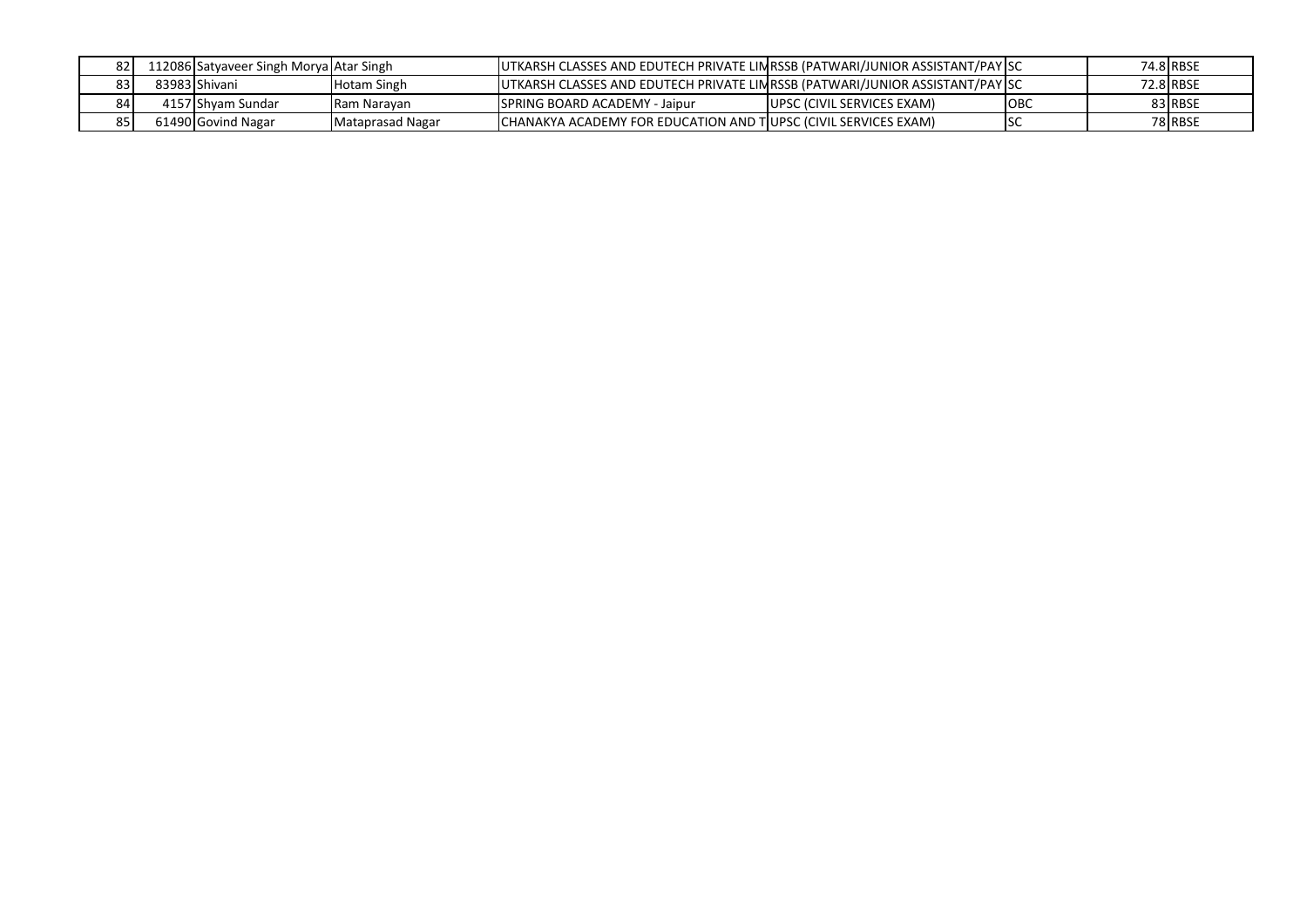| | | | | | | | | |
|---|---|---|---|---|---|---|---|---|
| 82 | 112086 | Satyaveer Singh Morya | Atar Singh | UTKARSH CLASSES AND EDUTECH PRIVATE LIM | RSSB (PATWARI/JUNIOR ASSISTANT/PAY | SC | 74.8 | RBSE |
| 83 | 83983 | Shivani | Hotam Singh | UTKARSH CLASSES AND EDUTECH PRIVATE LIM | RSSB (PATWARI/JUNIOR ASSISTANT/PAY | SC | 72.8 | RBSE |
| 84 | 4157 | Shyam Sundar | Ram Narayan | SPRING BOARD ACADEMY - Jaipur | UPSC (CIVIL SERVICES EXAM) | OBC | 83 | RBSE |
| 85 | 61490 | Govind Nagar | Mataprasad Nagar | CHANAKYA ACADEMY FOR EDUCATION AND T | UPSC (CIVIL SERVICES EXAM) | SC | 78 | RBSE |